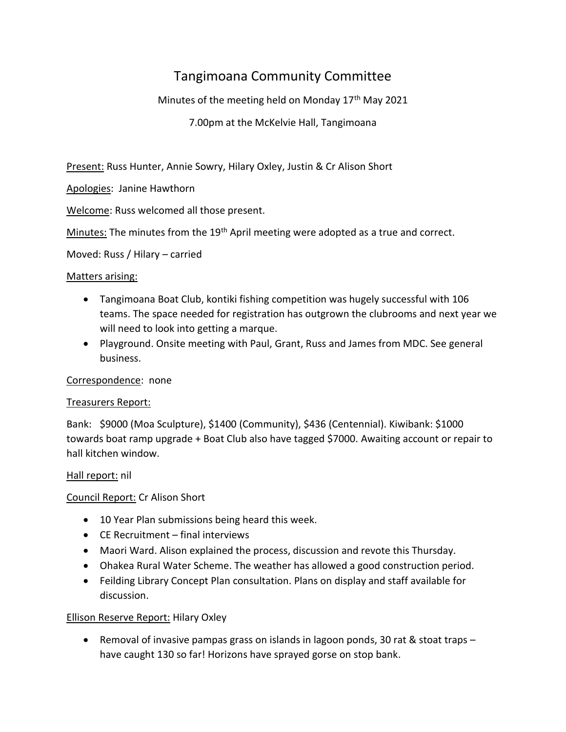# Tangimoana Community Committee

Minutes of the meeting held on Monday 17th May 2021

7.00pm at the McKelvie Hall, Tangimoana

Present: Russ Hunter, Annie Sowry, Hilary Oxley, Justin & Cr Alison Short

Apologies: Janine Hawthorn

Welcome: Russ welcomed all those present.

Minutes: The minutes from the 19th April meeting were adopted as a true and correct.

Moved: Russ / Hilary – carried

Matters arising:

- Tangimoana Boat Club, kontiki fishing competition was hugely successful with 106 teams. The space needed for registration has outgrown the clubrooms and next year we will need to look into getting a marque.
- Playground. Onsite meeting with Paul, Grant, Russ and James from MDC. See general business.

Correspondence: none

Treasurers Report:

Bank: $9000 (Moa Sculpture), $1400 (Community), $436 (Centennial). Kiwibank: $1000 towards boat ramp upgrade + Boat Club also have tagged $7000. Awaiting account or repair to hall kitchen window.

Hall report: nil

Council Report: Cr Alison Short

- 10 Year Plan submissions being heard this week.
- CE Recruitment – final interviews
- Maori Ward. Alison explained the process, discussion and revote this Thursday.
- Ohakea Rural Water Scheme. The weather has allowed a good construction period.
- Feilding Library Concept Plan consultation. Plans on display and staff available for discussion.

Ellison Reserve Report: Hilary Oxley

- Removal of invasive pampas grass on islands in lagoon ponds, 30 rat & stoat traps – have caught 130 so far! Horizons have sprayed gorse on stop bank.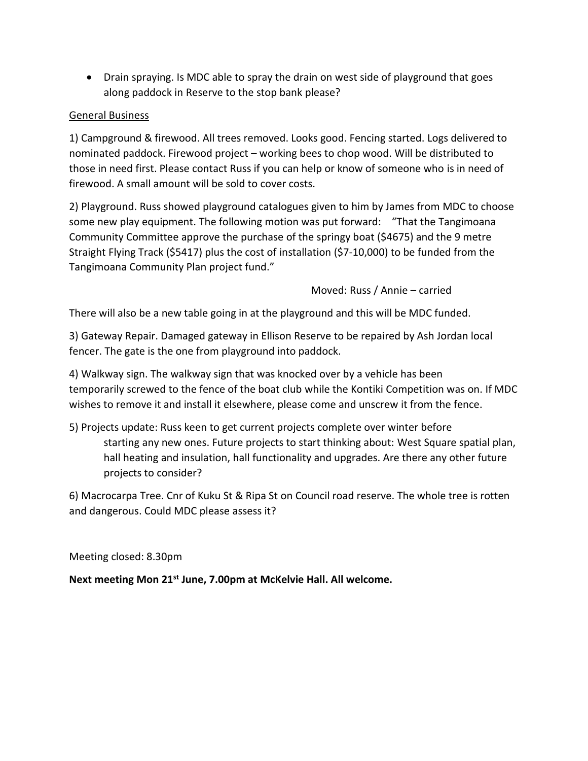- Drain spraying. Is MDC able to spray the drain on west side of playground that goes along paddock in Reserve to the stop bank please?

General Business

1) Campground & firewood. All trees removed. Looks good. Fencing started. Logs delivered to nominated paddock. Firewood project – working bees to chop wood. Will be distributed to those in need first. Please contact Russ if you can help or know of someone who is in need of firewood. A small amount will be sold to cover costs.

2) Playground. Russ showed playground catalogues given to him by James from MDC to choose some new play equipment. The following motion was put forward: "That the Tangimoana Community Committee approve the purchase of the springy boat ($4675) and the 9 metre Straight Flying Track ($5417) plus the cost of installation ($7-10,000) to be funded from the Tangimoana Community Plan project fund."

Moved: Russ / Annie – carried

There will also be a new table going in at the playground and this will be MDC funded.

3) Gateway Repair. Damaged gateway in Ellison Reserve to be repaired by Ash Jordan local fencer. The gate is the one from playground into paddock.

4) Walkway sign. The walkway sign that was knocked over by a vehicle has been temporarily screwed to the fence of the boat club while the Kontiki Competition was on. If MDC wishes to remove it and install it elsewhere, please come and unscrew it from the fence.

5) Projects update: Russ keen to get current projects complete over winter before starting any new ones. Future projects to start thinking about: West Square spatial plan, hall heating and insulation, hall functionality and upgrades. Are there any other future projects to consider?

6) Macrocarpa Tree. Cnr of Kuku St & Ripa St on Council road reserve. The whole tree is rotten and dangerous. Could MDC please assess it?

Meeting closed: 8.30pm

**Next meeting Mon 21st June, 7.00pm at McKelvie Hall. All welcome.**